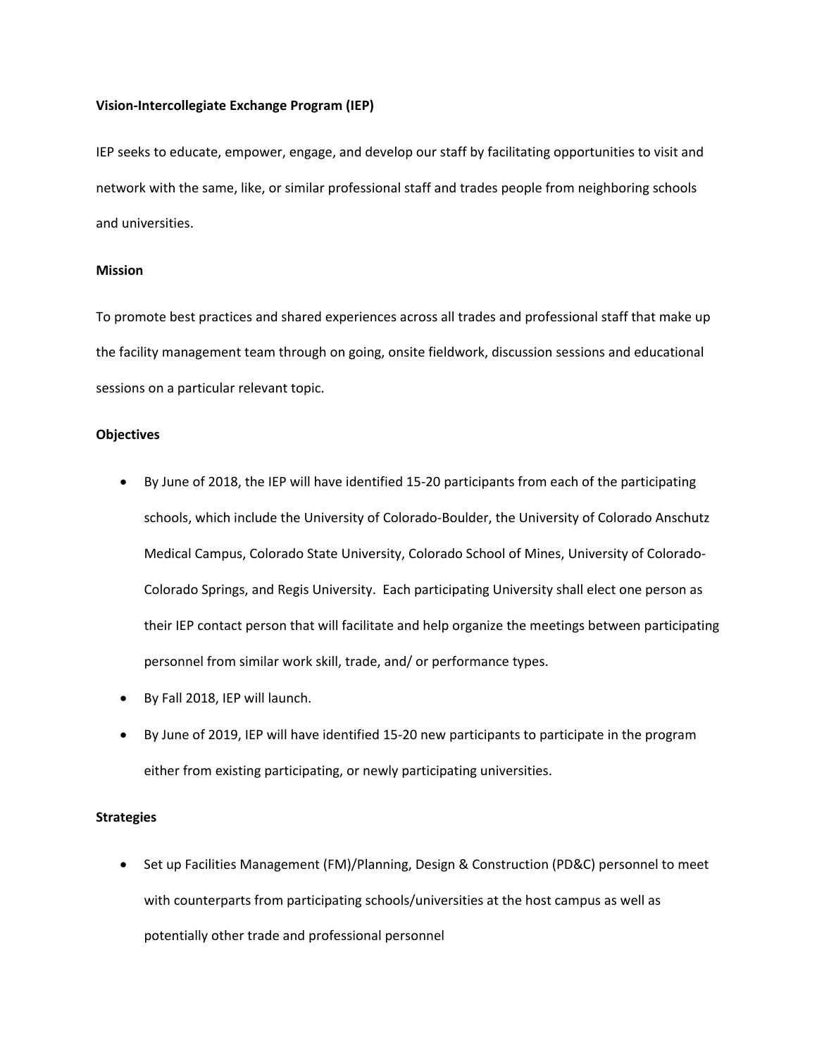**Vision-Intercollegiate Exchange Program (IEP)**

IEP seeks to educate, empower, engage, and develop our staff by facilitating opportunities to visit and network with the same, like, or similar professional staff and trades people from neighboring schools and universities.

**Mission**

To promote best practices and shared experiences across all trades and professional staff that make up the facility management team through on going, onsite fieldwork, discussion sessions and educational sessions on a particular relevant topic.

**Objectives**

- By June of 2018, the IEP will have identified 15-20 participants from each of the participating schools, which include the University of Colorado-Boulder, the University of Colorado Anschutz Medical Campus, Colorado State University, Colorado School of Mines, University of Colorado-Colorado Springs, and Regis University. Each participating University shall elect one person as their IEP contact person that will facilitate and help organize the meetings between participating personnel from similar work skill, trade, and/ or performance types.
- By Fall 2018, IEP will launch.
- By June of 2019, IEP will have identified 15-20 new participants to participate in the program either from existing participating, or newly participating universities.

**Strategies**

- Set up Facilities Management (FM)/Planning, Design & Construction (PD&C) personnel to meet with counterparts from participating schools/universities at the host campus as well as potentially other trade and professional personnel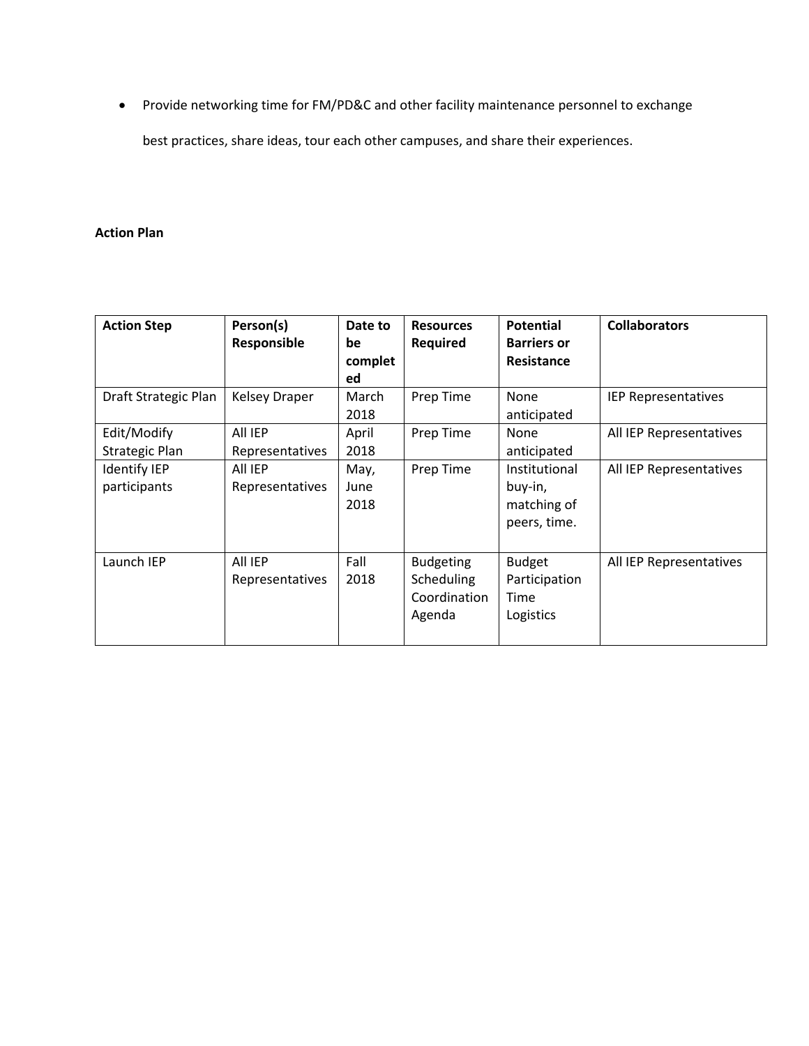- Provide networking time for FM/PD&C and other facility maintenance personnel to exchange best practices, share ideas, tour each other campuses, and share their experiences.

**Action Plan**

| **Action Step** | **Person(s) Responsible** | **Date to be completed** | **Resources Required** | **Potential Barriers or Resistance** | **Collaborators** |
|---|---|---|---|---|---|
| Draft Strategic Plan | Kelsey Draper | March 2018 | Prep Time | None anticipated | IEP Representatives |
| Edit/Modify Strategic Plan | All IEP Representatives | April 2018 | Prep Time | None anticipated | All IEP Representatives |
| Identify IEP participants | All IEP Representatives | May, June 2018 | Prep Time | Institutional buy-in, matching of peers, time. | All IEP Representatives |
| Launch IEP | All IEP Representatives | Fall 2018 | Budgeting Scheduling Coordination Agenda | Budget Participation Time Logistics | All IEP Representatives |